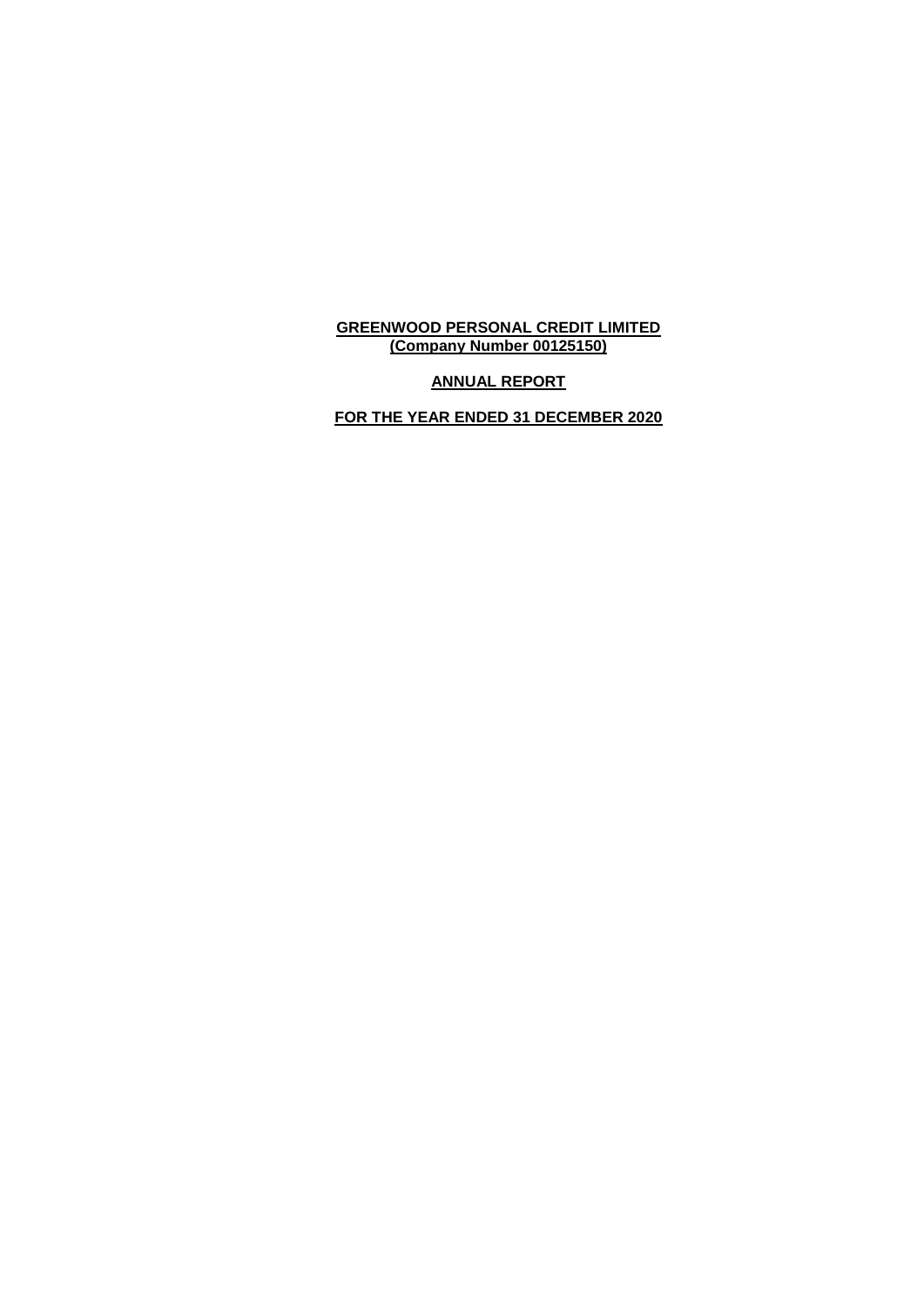**GREENWOOD PERSONAL CREDIT LIMITED**
**(Company Number 00125150)**

**ANNUAL REPORT**

**FOR THE YEAR ENDED 31 DECEMBER 2020**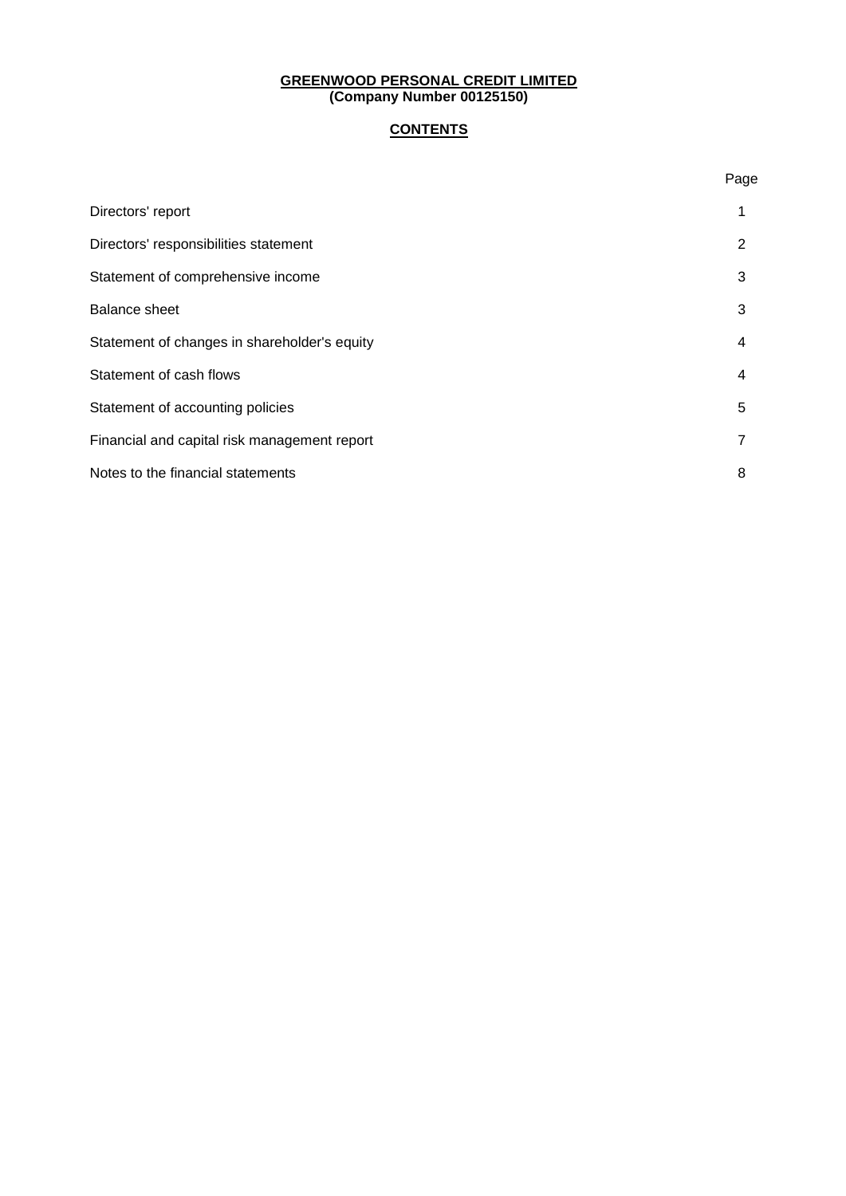**GREENWOOD PERSONAL CREDIT LIMITED**
**(Company Number 00125150)**

## CONTENTS

| | Page |
|---|---|
| Directors' report | 1 |
| Directors' responsibilities statement | 2 |
| Statement of comprehensive income | 3 |
| Balance sheet | 3 |
| Statement of changes in shareholder's equity | 4 |
| Statement of cash flows | 4 |
| Statement of accounting policies | 5 |
| Financial and capital risk management report | 7 |
| Notes to the financial statements | 8 |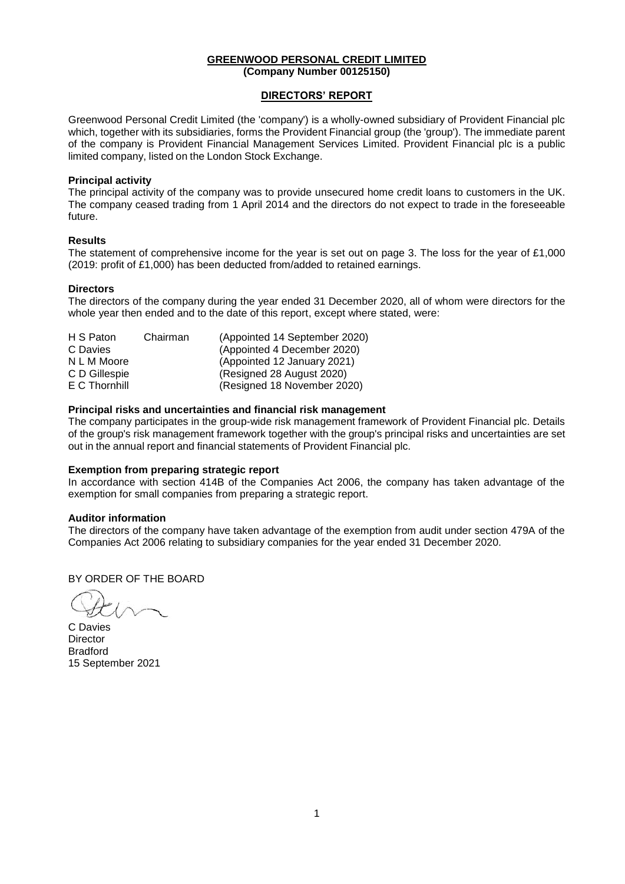**GREENWOOD PERSONAL CREDIT LIMITED**
**(Company Number 00125150)**

## DIRECTORS' REPORT

Greenwood Personal Credit Limited (the 'company') is a wholly-owned subsidiary of Provident Financial plc which, together with its subsidiaries, forms the Provident Financial group (the 'group'). The immediate parent of the company is Provident Financial Management Services Limited. Provident Financial plc is a public limited company, listed on the London Stock Exchange.

### Principal activity

The principal activity of the company was to provide unsecured home credit loans to customers in the UK. The company ceased trading from 1 April 2014 and the directors do not expect to trade in the foreseeable future.

### Results

The statement of comprehensive income for the year is set out on page 3. The loss for the year of £1,000 (2019: profit of £1,000) has been deducted from/added to retained earnings.

### Directors

The directors of the company during the year ended 31 December 2020, all of whom were directors for the whole year then ended and to the date of this report, except where stated, were:

| | | |
|---|---|---|
| H S Paton | Chairman | (Appointed 14 September 2020) |
| C Davies | | (Appointed 4 December 2020) |
| N L M Moore | | (Appointed 12 January 2021) |
| C D Gillespie | | (Resigned 28 August 2020) |
| E C Thornhill | | (Resigned 18 November 2020) |

### Principal risks and uncertainties and financial risk management

The company participates in the group-wide risk management framework of Provident Financial plc. Details of the group's risk management framework together with the group's principal risks and uncertainties are set out in the annual report and financial statements of Provident Financial plc.

### Exemption from preparing strategic report

In accordance with section 414B of the Companies Act 2006, the company has taken advantage of the exemption for small companies from preparing a strategic report.

### Auditor information

The directors of the company have taken advantage of the exemption from audit under section 479A of the Companies Act 2006 relating to subsidiary companies for the year ended 31 December 2020.

BY ORDER OF THE BOARD

C Davies
Director
Bradford
15 September 2021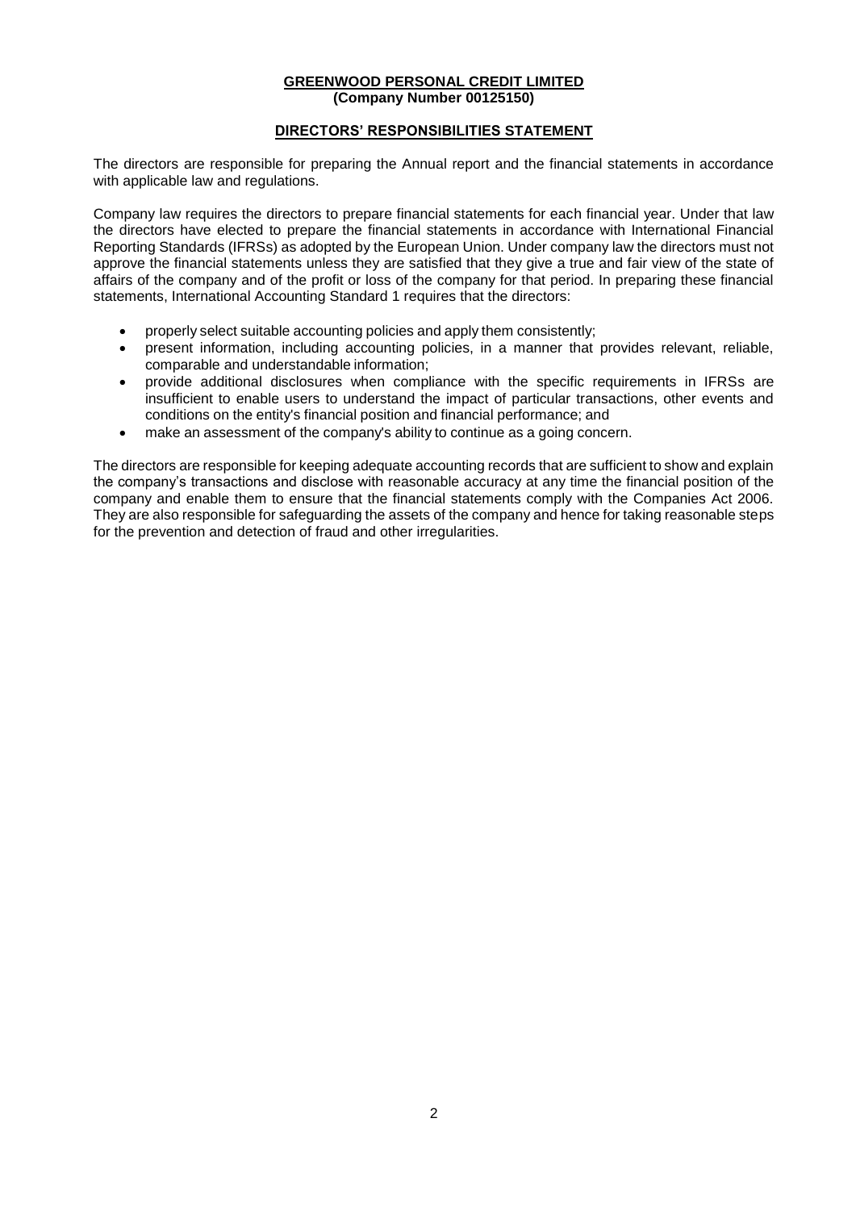**GREENWOOD PERSONAL CREDIT LIMITED**
**(Company Number 00125150)**

## DIRECTORS' RESPONSIBILITIES STATEMENT

The directors are responsible for preparing the Annual report and the financial statements in accordance with applicable law and regulations.

Company law requires the directors to prepare financial statements for each financial year. Under that law the directors have elected to prepare the financial statements in accordance with International Financial Reporting Standards (IFRSs) as adopted by the European Union. Under company law the directors must not approve the financial statements unless they are satisfied that they give a true and fair view of the state of affairs of the company and of the profit or loss of the company for that period. In preparing these financial statements, International Accounting Standard 1 requires that the directors:

- properly select suitable accounting policies and apply them consistently;
- present information, including accounting policies, in a manner that provides relevant, reliable, comparable and understandable information;
- provide additional disclosures when compliance with the specific requirements in IFRSs are insufficient to enable users to understand the impact of particular transactions, other events and conditions on the entity's financial position and financial performance; and
- make an assessment of the company's ability to continue as a going concern.

The directors are responsible for keeping adequate accounting records that are sufficient to show and explain the company's transactions and disclose with reasonable accuracy at any time the financial position of the company and enable them to ensure that the financial statements comply with the Companies Act 2006. They are also responsible for safeguarding the assets of the company and hence for taking reasonable steps for the prevention and detection of fraud and other irregularities.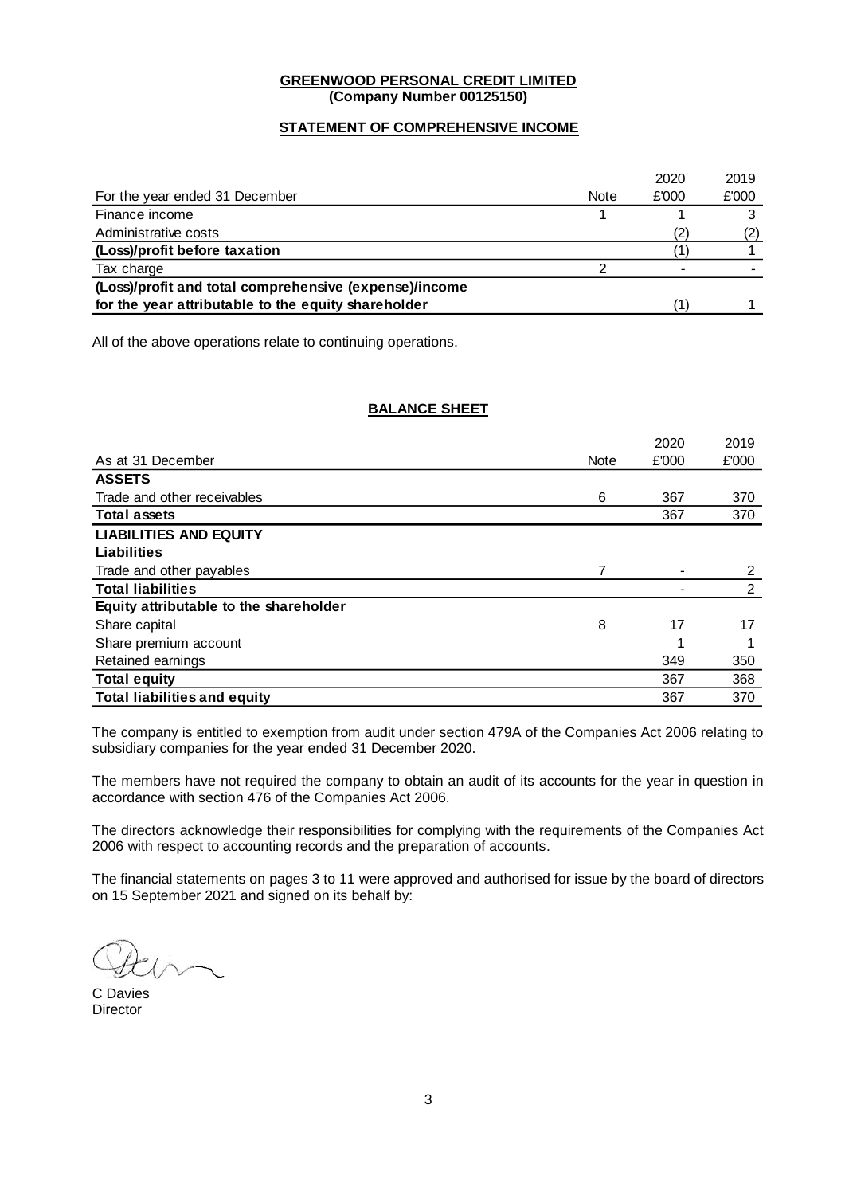**GREENWOOD PERSONAL CREDIT LIMITED**
**(Company Number 00125150)**

**STATEMENT OF COMPREHENSIVE INCOME**

| For the year ended 31 December | Note | 2020 £'000 | 2019 £'000 |
|---|---|---|---|
| Finance income | 1 | 1 | 3 |
| Administrative costs | | (2) | (2) |
| **(Loss)/profit before taxation** | | (1) | 1 |
| Tax charge | 2 | - | - |
| **(Loss)/profit and total comprehensive (expense)/income for the year attributable to the equity shareholder** | | (1) | 1 |

All of the above operations relate to continuing operations.

**BALANCE SHEET**

| As at 31 December | Note | 2020 £'000 | 2019 £'000 |
|---|---|---|---|
| **ASSETS** | | | |
| Trade and other receivables | 6 | 367 | 370 |
| **Total assets** | | 367 | 370 |
| **LIABILITIES AND EQUITY** | | | |
| **Liabilities** | | | |
| Trade and other payables | 7 | - | 2 |
| **Total liabilities** | | - | 2 |
| **Equity attributable to the shareholder** | | | |
| Share capital | 8 | 17 | 17 |
| Share premium account | | 1 | 1 |
| Retained earnings | | 349 | 350 |
| **Total equity** | | 367 | 368 |
| **Total liabilities and equity** | | 367 | 370 |

The company is entitled to exemption from audit under section 479A of the Companies Act 2006 relating to subsidiary companies for the year ended 31 December 2020.

The members have not required the company to obtain an audit of its accounts for the year in question in accordance with section 476 of the Companies Act 2006.

The directors acknowledge their responsibilities for complying with the requirements of the Companies Act 2006 with respect to accounting records and the preparation of accounts.

The financial statements on pages 3 to 11 were approved and authorised for issue by the board of directors on 15 September 2021 and signed on its behalf by:

C Davies
Director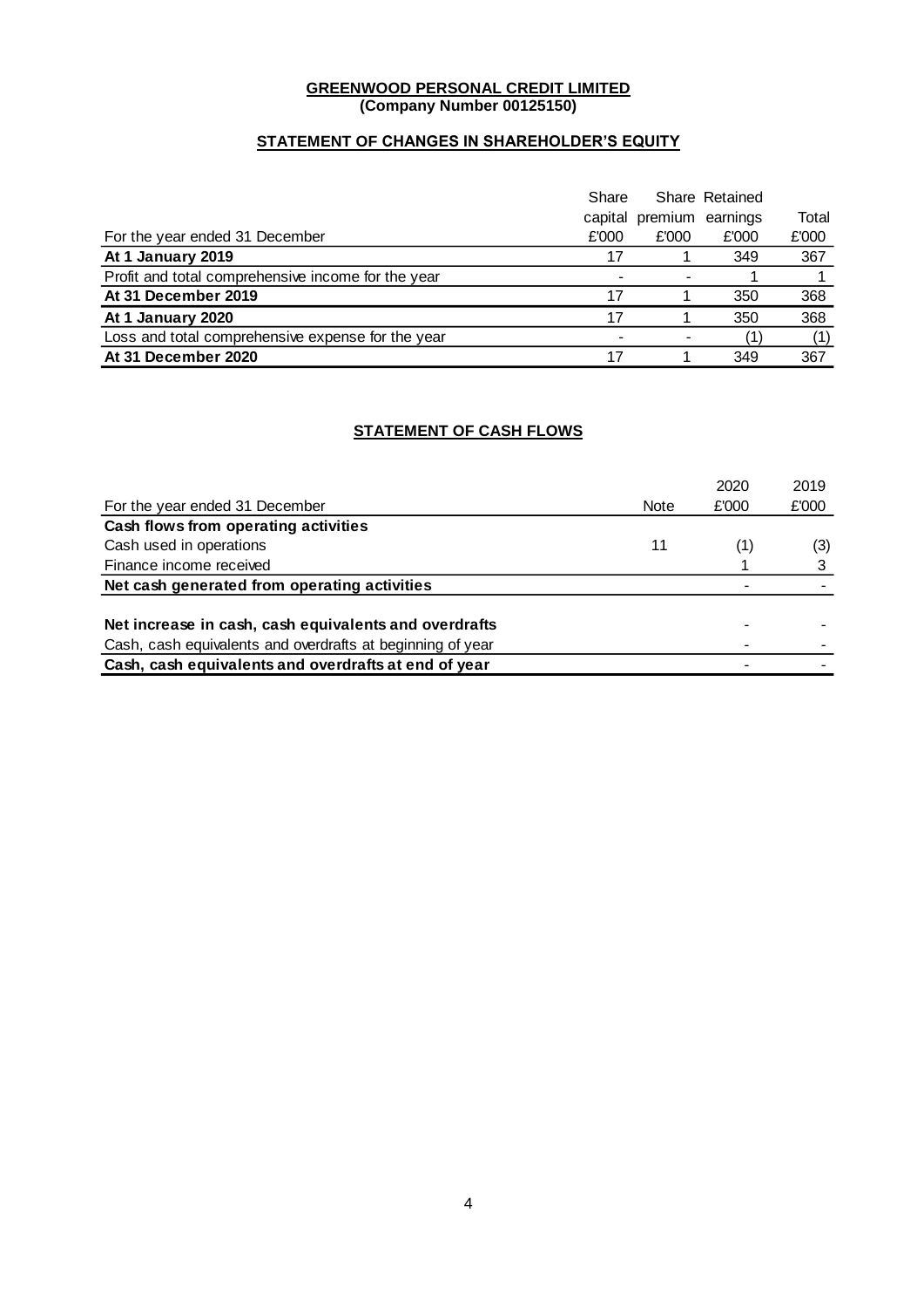**GREENWOOD PERSONAL CREDIT LIMITED**
**(Company Number 00125150)**

## STATEMENT OF CHANGES IN SHAREHOLDER'S EQUITY

| For the year ended 31 December | Share capital £'000 | Share premium £'000 | Retained earnings £'000 | Total £'000 |
|---|---|---|---|---|
| **At 1 January 2019** | 17 | 1 | 349 | 367 |
| Profit and total comprehensive income for the year | - | - | 1 | 1 |
| **At 31 December 2019** | 17 | 1 | 350 | 368 |
| **At 1 January 2020** | 17 | 1 | 350 | 368 |
| Loss and total comprehensive expense for the year | - | - | (1) | (1) |
| **At 31 December 2020** | 17 | 1 | 349 | 367 |

## STATEMENT OF CASH FLOWS

| For the year ended 31 December | Note | 2020 £'000 | 2019 £'000 |
|---|---|---|---|
| **Cash flows from operating activities** | | | |
| Cash used in operations | 11 | (1) | (3) |
| Finance income received | | 1 | 3 |
| **Net cash generated from operating activities** | | - | - |
| | | | |
| **Net increase in cash, cash equivalents and overdrafts** | | - | - |
| Cash, cash equivalents and overdrafts at beginning of year | | - | - |
| **Cash, cash equivalents and overdrafts at end of year** | | - | - |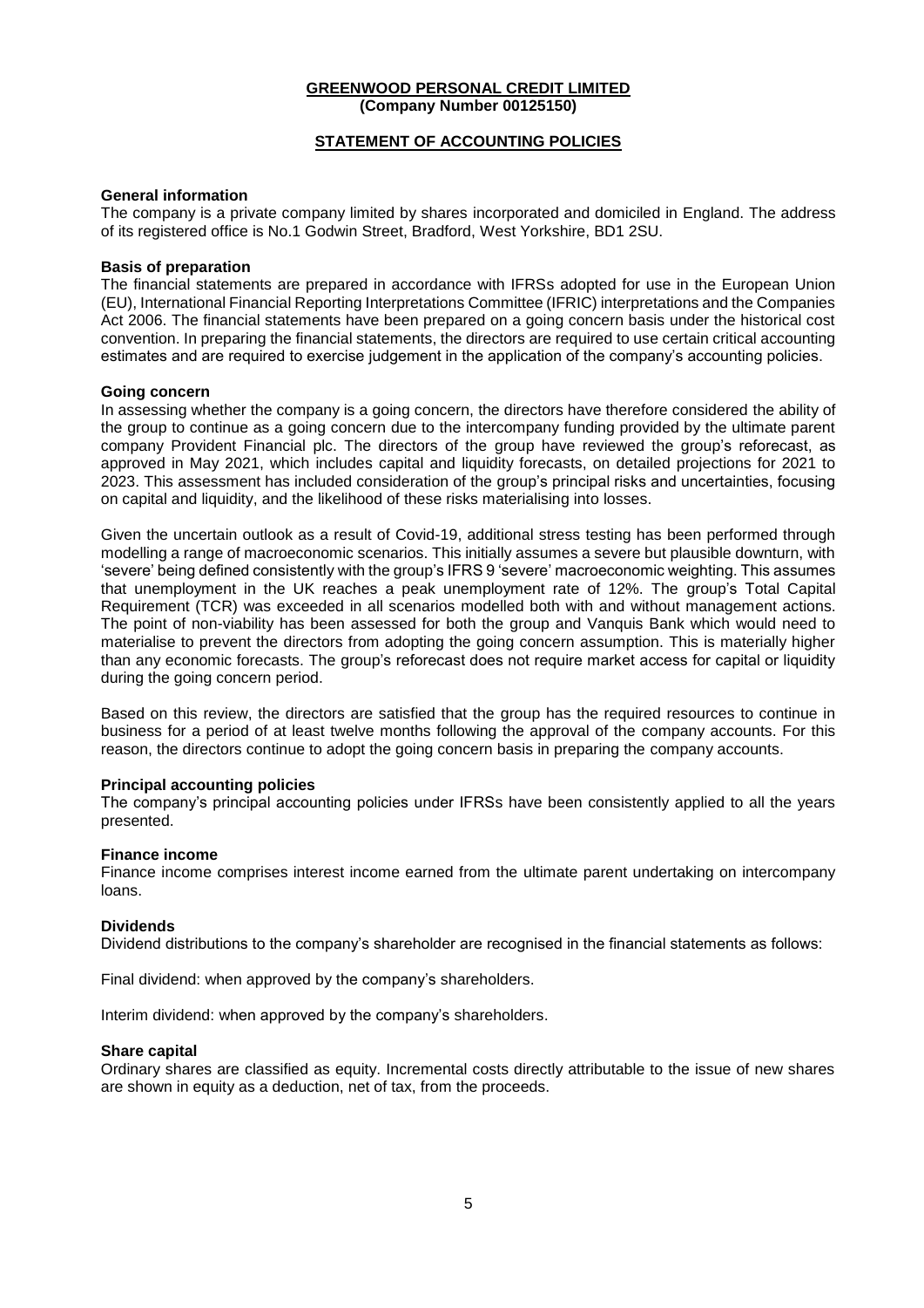**GREENWOOD PERSONAL CREDIT LIMITED**
**(Company Number 00125150)**

## STATEMENT OF ACCOUNTING POLICIES

### General information

The company is a private company limited by shares incorporated and domiciled in England. The address of its registered office is No.1 Godwin Street, Bradford, West Yorkshire, BD1 2SU.

### Basis of preparation

The financial statements are prepared in accordance with IFRSs adopted for use in the European Union (EU), International Financial Reporting Interpretations Committee (IFRIC) interpretations and the Companies Act 2006. The financial statements have been prepared on a going concern basis under the historical cost convention. In preparing the financial statements, the directors are required to use certain critical accounting estimates and are required to exercise judgement in the application of the company's accounting policies.

### Going concern

In assessing whether the company is a going concern, the directors have therefore considered the ability of the group to continue as a going concern due to the intercompany funding provided by the ultimate parent company Provident Financial plc. The directors of the group have reviewed the group's reforecast, as approved in May 2021, which includes capital and liquidity forecasts, on detailed projections for 2021 to 2023. This assessment has included consideration of the group's principal risks and uncertainties, focusing on capital and liquidity, and the likelihood of these risks materialising into losses.

Given the uncertain outlook as a result of Covid-19, additional stress testing has been performed through modelling a range of macroeconomic scenarios. This initially assumes a severe but plausible downturn, with 'severe' being defined consistently with the group's IFRS 9 'severe' macroeconomic weighting. This assumes that unemployment in the UK reaches a peak unemployment rate of 12%. The group's Total Capital Requirement (TCR) was exceeded in all scenarios modelled both with and without management actions. The point of non-viability has been assessed for both the group and Vanquis Bank which would need to materialise to prevent the directors from adopting the going concern assumption. This is materially higher than any economic forecasts. The group's reforecast does not require market access for capital or liquidity during the going concern period.

Based on this review, the directors are satisfied that the group has the required resources to continue in business for a period of at least twelve months following the approval of the company accounts. For this reason, the directors continue to adopt the going concern basis in preparing the company accounts.

### Principal accounting policies

The company's principal accounting policies under IFRSs have been consistently applied to all the years presented.

### Finance income

Finance income comprises interest income earned from the ultimate parent undertaking on intercompany loans.

### Dividends

Dividend distributions to the company's shareholder are recognised in the financial statements as follows:

Final dividend: when approved by the company's shareholders.

Interim dividend: when approved by the company's shareholders.

### Share capital

Ordinary shares are classified as equity. Incremental costs directly attributable to the issue of new shares are shown in equity as a deduction, net of tax, from the proceeds.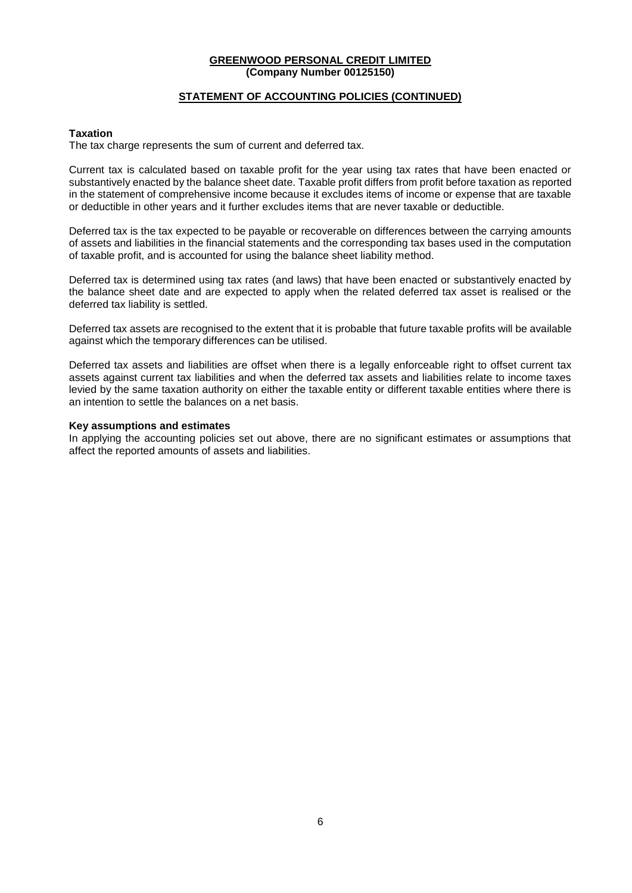**GREENWOOD PERSONAL CREDIT LIMITED**
**(Company Number 00125150)**

## STATEMENT OF ACCOUNTING POLICIES (CONTINUED)

### Taxation

The tax charge represents the sum of current and deferred tax.

Current tax is calculated based on taxable profit for the year using tax rates that have been enacted or substantively enacted by the balance sheet date. Taxable profit differs from profit before taxation as reported in the statement of comprehensive income because it excludes items of income or expense that are taxable or deductible in other years and it further excludes items that are never taxable or deductible.

Deferred tax is the tax expected to be payable or recoverable on differences between the carrying amounts of assets and liabilities in the financial statements and the corresponding tax bases used in the computation of taxable profit, and is accounted for using the balance sheet liability method.

Deferred tax is determined using tax rates (and laws) that have been enacted or substantively enacted by the balance sheet date and are expected to apply when the related deferred tax asset is realised or the deferred tax liability is settled.

Deferred tax assets are recognised to the extent that it is probable that future taxable profits will be available against which the temporary differences can be utilised.

Deferred tax assets and liabilities are offset when there is a legally enforceable right to offset current tax assets against current tax liabilities and when the deferred tax assets and liabilities relate to income taxes levied by the same taxation authority on either the taxable entity or different taxable entities where there is an intention to settle the balances on a net basis.

### Key assumptions and estimates

In applying the accounting policies set out above, there are no significant estimates or assumptions that affect the reported amounts of assets and liabilities.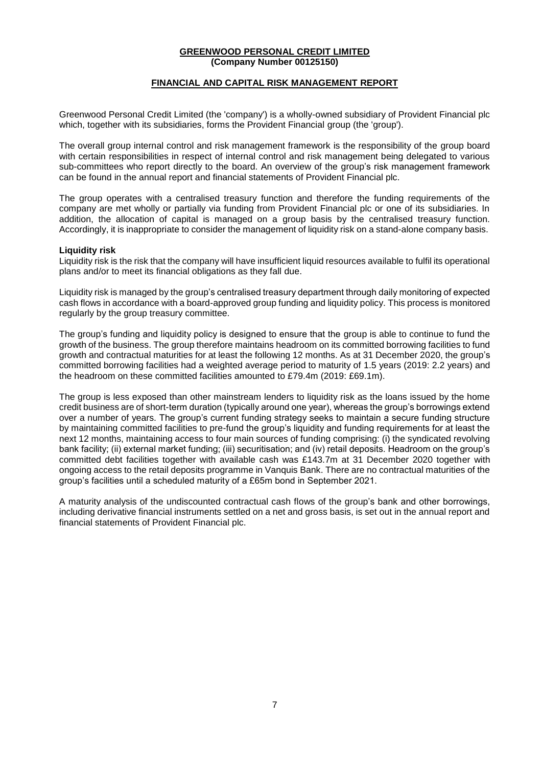**GREENWOOD PERSONAL CREDIT LIMITED**
**(Company Number 00125150)**

## FINANCIAL AND CAPITAL RISK MANAGEMENT REPORT

Greenwood Personal Credit Limited (the 'company') is a wholly-owned subsidiary of Provident Financial plc which, together with its subsidiaries, forms the Provident Financial group (the 'group').

The overall group internal control and risk management framework is the responsibility of the group board with certain responsibilities in respect of internal control and risk management being delegated to various sub-committees who report directly to the board. An overview of the group's risk management framework can be found in the annual report and financial statements of Provident Financial plc.

The group operates with a centralised treasury function and therefore the funding requirements of the company are met wholly or partially via funding from Provident Financial plc or one of its subsidiaries. In addition, the allocation of capital is managed on a group basis by the centralised treasury function. Accordingly, it is inappropriate to consider the management of liquidity risk on a stand-alone company basis.

### Liquidity risk

Liquidity risk is the risk that the company will have insufficient liquid resources available to fulfil its operational plans and/or to meet its financial obligations as they fall due.

Liquidity risk is managed by the group's centralised treasury department through daily monitoring of expected cash flows in accordance with a board-approved group funding and liquidity policy. This process is monitored regularly by the group treasury committee.

The group's funding and liquidity policy is designed to ensure that the group is able to continue to fund the growth of the business. The group therefore maintains headroom on its committed borrowing facilities to fund growth and contractual maturities for at least the following 12 months. As at 31 December 2020, the group's committed borrowing facilities had a weighted average period to maturity of 1.5 years (2019: 2.2 years) and the headroom on these committed facilities amounted to £79.4m (2019: £69.1m).

The group is less exposed than other mainstream lenders to liquidity risk as the loans issued by the home credit business are of short-term duration (typically around one year), whereas the group's borrowings extend over a number of years. The group's current funding strategy seeks to maintain a secure funding structure by maintaining committed facilities to pre-fund the group's liquidity and funding requirements for at least the next 12 months, maintaining access to four main sources of funding comprising: (i) the syndicated revolving bank facility; (ii) external market funding; (iii) securitisation; and (iv) retail deposits. Headroom on the group's committed debt facilities together with available cash was £143.7m at 31 December 2020 together with ongoing access to the retail deposits programme in Vanquis Bank. There are no contractual maturities of the group's facilities until a scheduled maturity of a £65m bond in September 2021.

A maturity analysis of the undiscounted contractual cash flows of the group's bank and other borrowings, including derivative financial instruments settled on a net and gross basis, is set out in the annual report and financial statements of Provident Financial plc.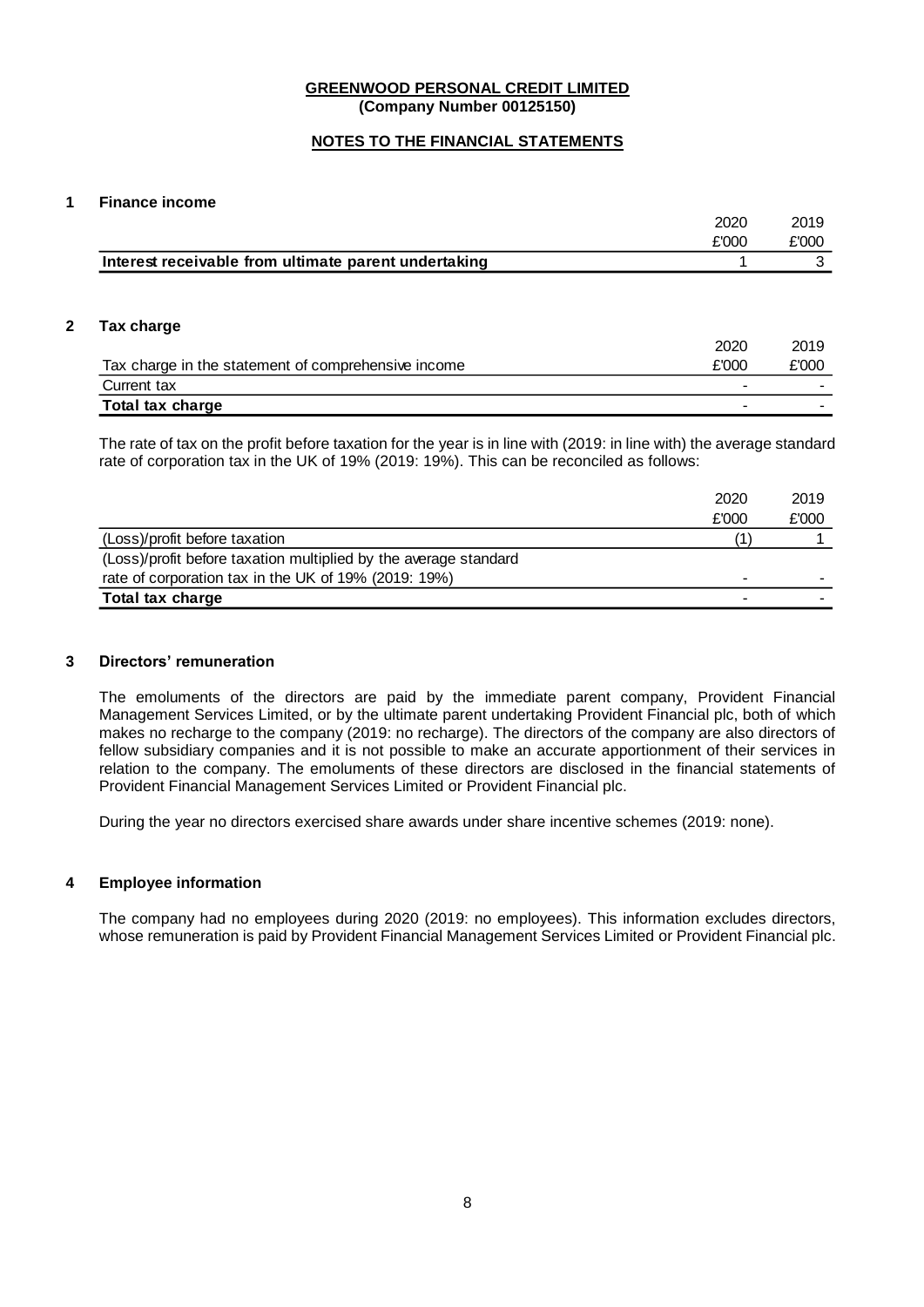**GREENWOOD PERSONAL CREDIT LIMITED**
**(Company Number 00125150)**

**NOTES TO THE FINANCIAL STATEMENTS**

## 1 Finance income

| | 2020 | 2019 |
|---|---|---|
| | £'000 | £'000 |
| **Interest receivable from ultimate parent undertaking** | 1 | 3 |

## 2 Tax charge

| Tax charge in the statement of comprehensive income | 2020 £'000 | 2019 £'000 |
|---|---|---|
| Current tax | - | - |
| **Total tax charge** | - | - |

The rate of tax on the profit before taxation for the year is in line with (2019: in line with) the average standard rate of corporation tax in the UK of 19% (2019: 19%). This can be reconciled as follows:

| | 2020 | 2019 |
|---|---|---|
| | £'000 | £'000 |
| (Loss)/profit before taxation | (1) | 1 |
| (Loss)/profit before taxation multiplied by the average standard rate of corporation tax in the UK of 19% (2019: 19%) | - | - |
| **Total tax charge** | - | - |

## 3 Directors' remuneration

The emoluments of the directors are paid by the immediate parent company, Provident Financial Management Services Limited, or by the ultimate parent undertaking Provident Financial plc, both of which makes no recharge to the company (2019: no recharge). The directors of the company are also directors of fellow subsidiary companies and it is not possible to make an accurate apportionment of their services in relation to the company. The emoluments of these directors are disclosed in the financial statements of Provident Financial Management Services Limited or Provident Financial plc.

During the year no directors exercised share awards under share incentive schemes (2019: none).

## 4 Employee information

The company had no employees during 2020 (2019: no employees). This information excludes directors, whose remuneration is paid by Provident Financial Management Services Limited or Provident Financial plc.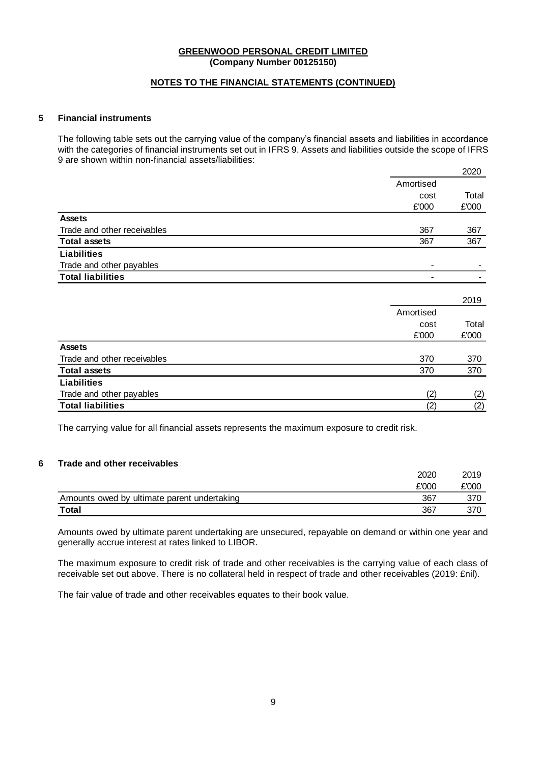**GREENWOOD PERSONAL CREDIT LIMITED**
**(Company Number 00125150)**

**NOTES TO THE FINANCIAL STATEMENTS (CONTINUED)**

## 5 Financial instruments

The following table sets out the carrying value of the company's financial assets and liabilities in accordance with the categories of financial instruments set out in IFRS 9. Assets and liabilities outside the scope of IFRS 9 are shown within non-financial assets/liabilities:

| | | 2020 |
|---|---|---|
| | Amortised cost £'000 | Total £'000 |
| **Assets** | | |
| Trade and other receivables | 367 | 367 |
| **Total assets** | 367 | 367 |
| **Liabilities** | | |
| Trade and other payables | - | - |
| **Total liabilities** | - | - |

| | | 2019 |
|---|---|---|
| | Amortised cost £'000 | Total £'000 |
| **Assets** | | |
| Trade and other receivables | 370 | 370 |
| **Total assets** | 370 | 370 |
| **Liabilities** | | |
| Trade and other payables | (2) | (2) |
| **Total liabilities** | (2) | (2) |

The carrying value for all financial assets represents the maximum exposure to credit risk.

## 6 Trade and other receivables

| | 2020 £'000 | 2019 £'000 |
|---|---|---|
| Amounts owed by ultimate parent undertaking | 367 | 370 |
| **Total** | 367 | 370 |

Amounts owed by ultimate parent undertaking are unsecured, repayable on demand or within one year and generally accrue interest at rates linked to LIBOR.

The maximum exposure to credit risk of trade and other receivables is the carrying value of each class of receivable set out above. There is no collateral held in respect of trade and other receivables (2019: £nil).

The fair value of trade and other receivables equates to their book value.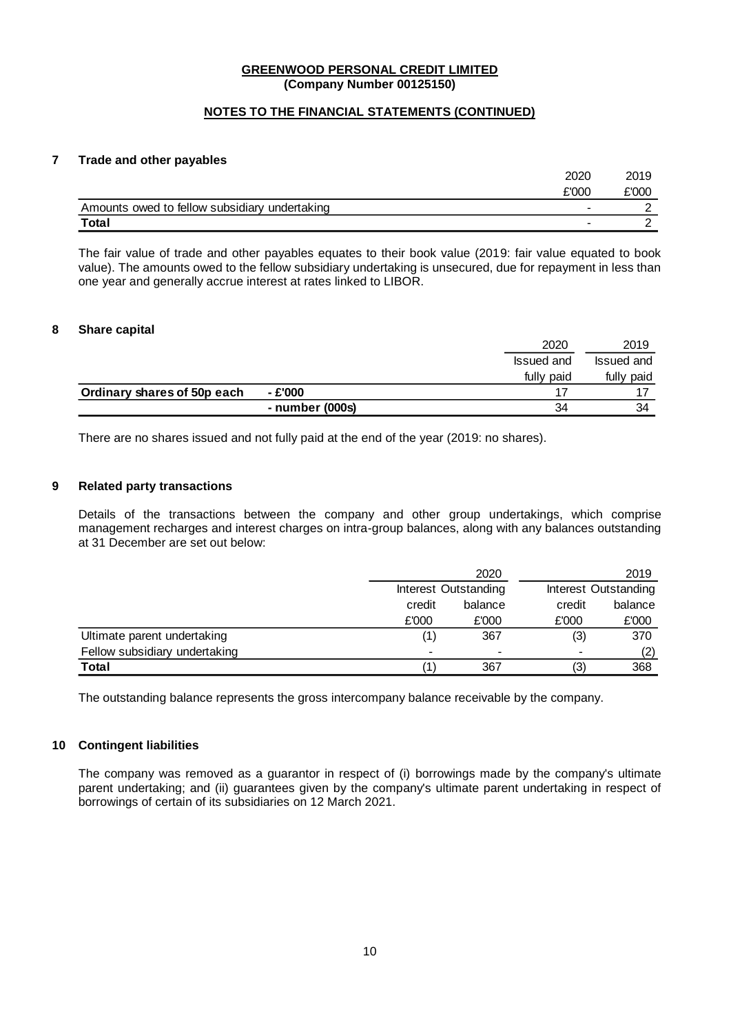**GREENWOOD PERSONAL CREDIT LIMITED**
**(Company Number 00125150)**

**NOTES TO THE FINANCIAL STATEMENTS (CONTINUED)**

## 7 Trade and other payables

| | 2020 | 2019 |
|---|---|---|
| | £'000 | £'000 |
| Amounts owed to fellow subsidiary undertaking | - | 2 |
| **Total** | - | 2 |

The fair value of trade and other payables equates to their book value (2019: fair value equated to book value). The amounts owed to the fellow subsidiary undertaking is unsecured, due for repayment in less than one year and generally accrue interest at rates linked to LIBOR.

## 8 Share capital

| | | 2020 | 2019 |
|---|---|---|---|
| | | Issued and fully paid | Issued and fully paid |
| **Ordinary shares of 50p each** | **- £'000** | 17 | 17 |
| | **- number (000s)** | 34 | 34 |

There are no shares issued and not fully paid at the end of the year (2019: no shares).

## 9 Related party transactions

Details of the transactions between the company and other group undertakings, which comprise management recharges and interest charges on intra-group balances, along with any balances outstanding at 31 December are set out below:

| | 2020 | | 2019 | |
|---|---|---|---|---|
| | Interest credit | Outstanding balance | Interest credit | Outstanding balance |
| | £'000 | £'000 | £'000 | £'000 |
| Ultimate parent undertaking | (1) | 367 | (3) | 370 |
| Fellow subsidiary undertaking | - | - | - | (2) |
| **Total** | (1) | 367 | (3) | 368 |

The outstanding balance represents the gross intercompany balance receivable by the company.

## 10 Contingent liabilities

The company was removed as a guarantor in respect of (i) borrowings made by the company's ultimate parent undertaking; and (ii) guarantees given by the company's ultimate parent undertaking in respect of borrowings of certain of its subsidiaries on 12 March 2021.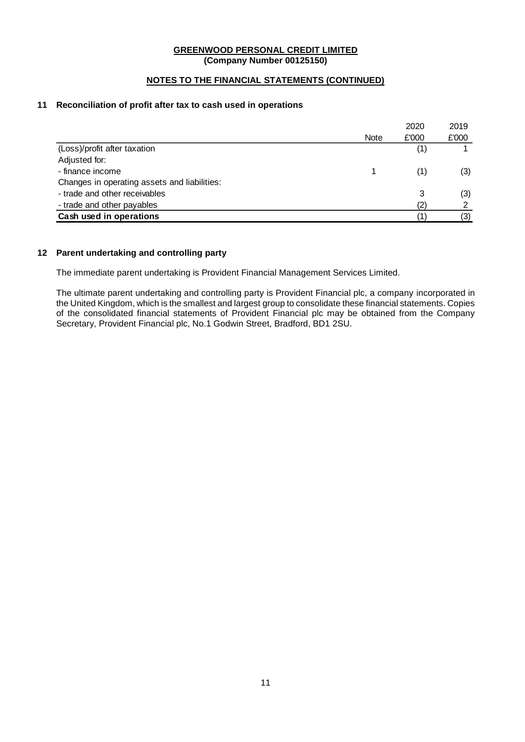**GREENWOOD PERSONAL CREDIT LIMITED**
**(Company Number 00125150)**

**NOTES TO THE FINANCIAL STATEMENTS (CONTINUED)**

## 11 Reconciliation of profit after tax to cash used in operations

| | Note | 2020 £'000 | 2019 £'000 |
|---|---|---|---|
| (Loss)/profit after taxation | | (1) | 1 |
| Adjusted for: | | | |
| - finance income | 1 | (1) | (3) |
| Changes in operating assets and liabilities: | | | |
| - trade and other receivables | | 3 | (3) |
| - trade and other payables | | (2) | 2 |
| **Cash used in operations** | | (1) | (3) |

## 12 Parent undertaking and controlling party

The immediate parent undertaking is Provident Financial Management Services Limited.

The ultimate parent undertaking and controlling party is Provident Financial plc, a company incorporated in the United Kingdom, which is the smallest and largest group to consolidate these financial statements. Copies of the consolidated financial statements of Provident Financial plc may be obtained from the Company Secretary, Provident Financial plc, No.1 Godwin Street, Bradford, BD1 2SU.